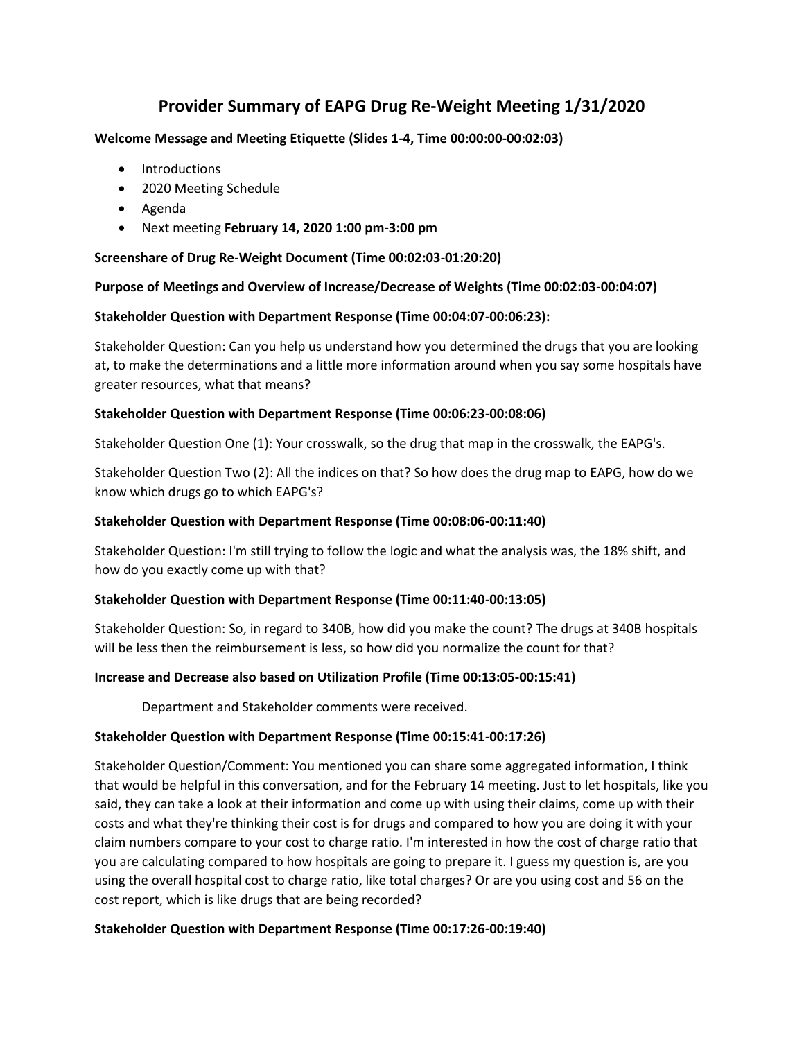# Provider Summary of EAPG Drug Re-Weight Meeting 1/31/2020

**Welcome Message and Meeting Etiquette (Slides 1-4, Time 00:00:00-00:02:03)**

- Introductions
- 2020 Meeting Schedule
- Agenda
- Next meeting **February 14, 2020 1:00 pm-3:00 pm**

**Screenshare of Drug Re-Weight Document (Time 00:02:03-01:20:20)**

**Purpose of Meetings and Overview of Increase/Decrease of Weights (Time 00:02:03-00:04:07)**

**Stakeholder Question with Department Response (Time 00:04:07-00:06:23):**

Stakeholder Question: Can you help us understand how you determined the drugs that you are looking at, to make the determinations and a little more information around when you say some hospitals have greater resources, what that means?

**Stakeholder Question with Department Response (Time 00:06:23-00:08:06)**

Stakeholder Question One (1): Your crosswalk, so the drug that map in the crosswalk, the EAPG's.

Stakeholder Question Two (2): All the indices on that? So how does the drug map to EAPG, how do we know which drugs go to which EAPG's?

**Stakeholder Question with Department Response (Time 00:08:06-00:11:40)**

Stakeholder Question: I'm still trying to follow the logic and what the analysis was, the 18% shift, and how do you exactly come up with that?

**Stakeholder Question with Department Response (Time 00:11:40-00:13:05)**

Stakeholder Question: So, in regard to 340B, how did you make the count? The drugs at 340B hospitals will be less then the reimbursement is less, so how did you normalize the count for that?

**Increase and Decrease also based on Utilization Profile (Time 00:13:05-00:15:41)**

Department and Stakeholder comments were received.

**Stakeholder Question with Department Response (Time 00:15:41-00:17:26)**

Stakeholder Question/Comment: You mentioned you can share some aggregated information, I think that would be helpful in this conversation, and for the February 14 meeting. Just to let hospitals, like you said, they can take a look at their information and come up with using their claims, come up with their costs and what they're thinking their cost is for drugs and compared to how you are doing it with your claim numbers compare to your cost to charge ratio. I'm interested in how the cost of charge ratio that you are calculating compared to how hospitals are going to prepare it. I guess my question is, are you using the overall hospital cost to charge ratio, like total charges? Or are you using cost and 56 on the cost report, which is like drugs that are being recorded?

**Stakeholder Question with Department Response (Time 00:17:26-00:19:40)**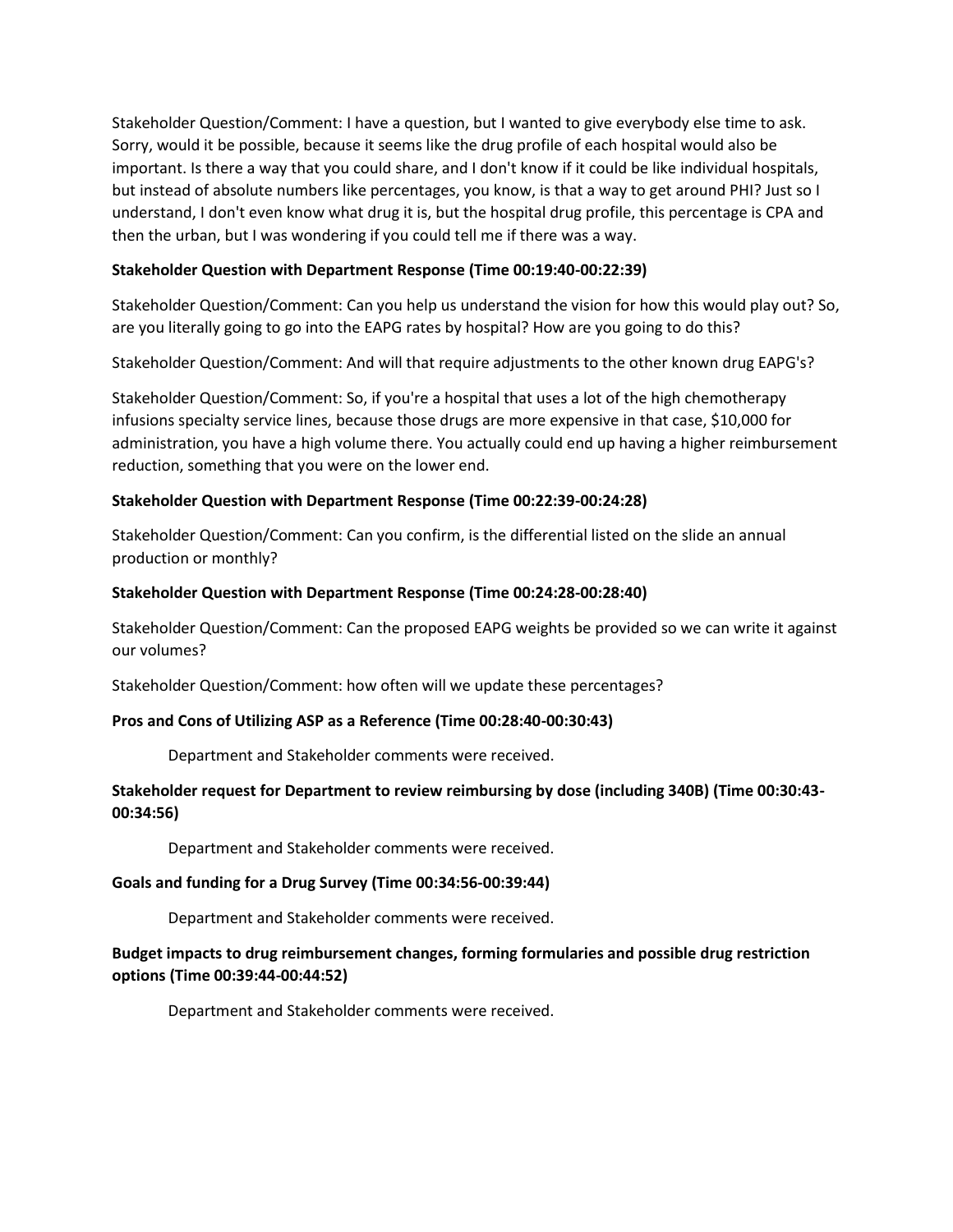Stakeholder Question/Comment: I have a question, but I wanted to give everybody else time to ask. Sorry, would it be possible, because it seems like the drug profile of each hospital would also be important. Is there a way that you could share, and I don't know if it could be like individual hospitals, but instead of absolute numbers like percentages, you know, is that a way to get around PHI? Just so I understand, I don't even know what drug it is, but the hospital drug profile, this percentage is CPA and then the urban, but I was wondering if you could tell me if there was a way.

**Stakeholder Question with Department Response (Time 00:19:40-00:22:39)**

Stakeholder Question/Comment: Can you help us understand the vision for how this would play out? So, are you literally going to go into the EAPG rates by hospital? How are you going to do this?

Stakeholder Question/Comment: And will that require adjustments to the other known drug EAPG's?

Stakeholder Question/Comment: So, if you're a hospital that uses a lot of the high chemotherapy infusions specialty service lines, because those drugs are more expensive in that case, $10,000 for administration, you have a high volume there. You actually could end up having a higher reimbursement reduction, something that you were on the lower end.

**Stakeholder Question with Department Response (Time 00:22:39-00:24:28)**

Stakeholder Question/Comment: Can you confirm, is the differential listed on the slide an annual production or monthly?

**Stakeholder Question with Department Response (Time 00:24:28-00:28:40)**

Stakeholder Question/Comment: Can the proposed EAPG weights be provided so we can write it against our volumes?

Stakeholder Question/Comment: how often will we update these percentages?

**Pros and Cons of Utilizing ASP as a Reference (Time 00:28:40-00:30:43)**

Department and Stakeholder comments were received.

**Stakeholder request for Department to review reimbursing by dose (including 340B) (Time 00:30:43-00:34:56)**

Department and Stakeholder comments were received.

**Goals and funding for a Drug Survey (Time 00:34:56-00:39:44)**

Department and Stakeholder comments were received.

**Budget impacts to drug reimbursement changes, forming formularies and possible drug restriction options (Time 00:39:44-00:44:52)**

Department and Stakeholder comments were received.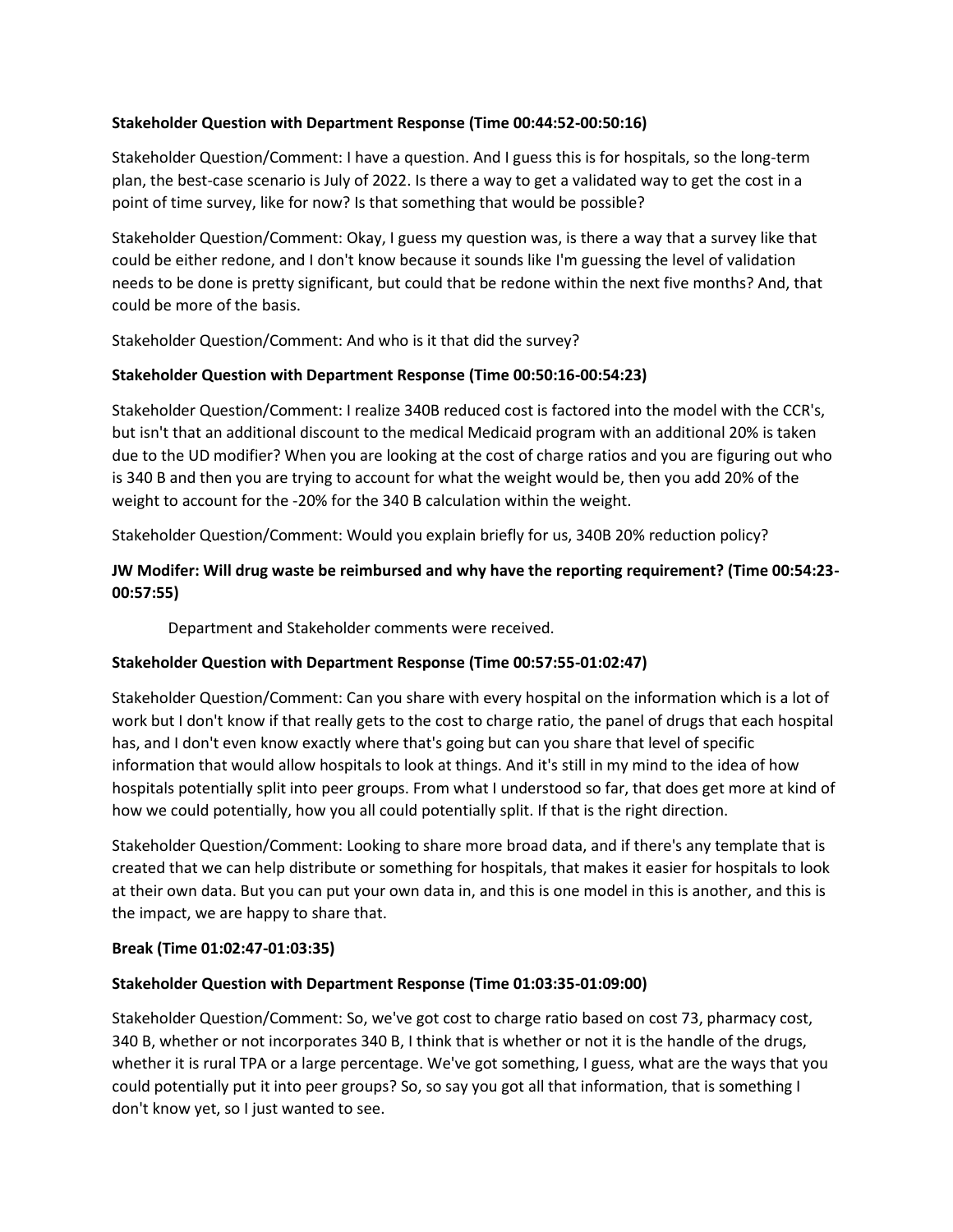**Stakeholder Question with Department Response (Time 00:44:52-00:50:16)**

Stakeholder Question/Comment: I have a question. And I guess this is for hospitals, so the long-term plan, the best-case scenario is July of 2022. Is there a way to get a validated way to get the cost in a point of time survey, like for now? Is that something that would be possible?

Stakeholder Question/Comment: Okay, I guess my question was, is there a way that a survey like that could be either redone, and I don't know because it sounds like I'm guessing the level of validation needs to be done is pretty significant, but could that be redone within the next five months? And, that could be more of the basis.

Stakeholder Question/Comment: And who is it that did the survey?

**Stakeholder Question with Department Response (Time 00:50:16-00:54:23)**

Stakeholder Question/Comment: I realize 340B reduced cost is factored into the model with the CCR's, but isn't that an additional discount to the medical Medicaid program with an additional 20% is taken due to the UD modifier? When you are looking at the cost of charge ratios and you are figuring out who is 340 B and then you are trying to account for what the weight would be, then you add 20% of the weight to account for the -20% for the 340 B calculation within the weight.

Stakeholder Question/Comment: Would you explain briefly for us, 340B 20% reduction policy?

**JW Modifer: Will drug waste be reimbursed and why have the reporting requirement? (Time 00:54:23-00:57:55)**

Department and Stakeholder comments were received.

**Stakeholder Question with Department Response (Time 00:57:55-01:02:47)**

Stakeholder Question/Comment: Can you share with every hospital on the information which is a lot of work but I don't know if that really gets to the cost to charge ratio, the panel of drugs that each hospital has, and I don't even know exactly where that's going but can you share that level of specific information that would allow hospitals to look at things. And it's still in my mind to the idea of how hospitals potentially split into peer groups. From what I understood so far, that does get more at kind of how we could potentially, how you all could potentially split. If that is the right direction.

Stakeholder Question/Comment: Looking to share more broad data, and if there's any template that is created that we can help distribute or something for hospitals, that makes it easier for hospitals to look at their own data. But you can put your own data in, and this is one model in this is another, and this is the impact, we are happy to share that.

**Break (Time 01:02:47-01:03:35)**

**Stakeholder Question with Department Response (Time 01:03:35-01:09:00)**

Stakeholder Question/Comment: So, we've got cost to charge ratio based on cost 73, pharmacy cost, 340 B, whether or not incorporates 340 B, I think that is whether or not it is the handle of the drugs, whether it is rural TPA or a large percentage. We've got something, I guess, what are the ways that you could potentially put it into peer groups? So, so say you got all that information, that is something I don't know yet, so I just wanted to see.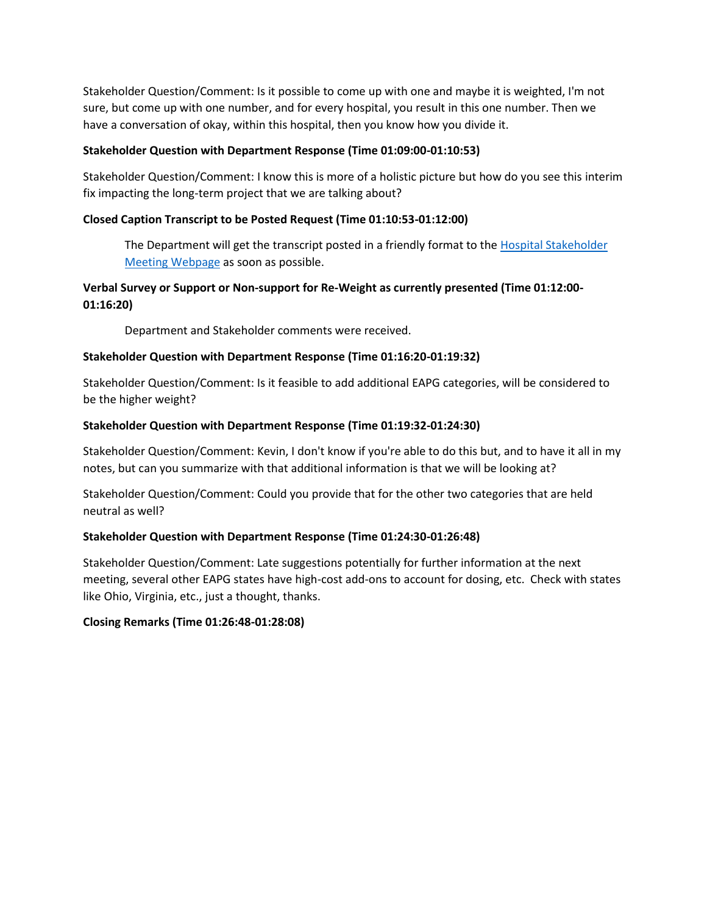Stakeholder Question/Comment: Is it possible to come up with one and maybe it is weighted, I'm not sure, but come up with one number, and for every hospital, you result in this one number. Then we have a conversation of okay, within this hospital, then you know how you divide it.

**Stakeholder Question with Department Response (Time 01:09:00-01:10:53)**

Stakeholder Question/Comment: I know this is more of a holistic picture but how do you see this interim fix impacting the long-term project that we are talking about?

**Closed Caption Transcript to be Posted Request (Time 01:10:53-01:12:00)**

> The Department will get the transcript posted in a friendly format to the Hospital Stakeholder Meeting Webpage as soon as possible.

**Verbal Survey or Support or Non-support for Re-Weight as currently presented (Time 01:12:00-01:16:20)**

> Department and Stakeholder comments were received.

**Stakeholder Question with Department Response (Time 01:16:20-01:19:32)**

Stakeholder Question/Comment: Is it feasible to add additional EAPG categories, will be considered to be the higher weight?

**Stakeholder Question with Department Response (Time 01:19:32-01:24:30)**

Stakeholder Question/Comment: Kevin, I don't know if you're able to do this but, and to have it all in my notes, but can you summarize with that additional information is that we will be looking at?

Stakeholder Question/Comment: Could you provide that for the other two categories that are held neutral as well?

**Stakeholder Question with Department Response (Time 01:24:30-01:26:48)**

Stakeholder Question/Comment: Late suggestions potentially for further information at the next meeting, several other EAPG states have high-cost add-ons to account for dosing, etc. Check with states like Ohio, Virginia, etc., just a thought, thanks.

**Closing Remarks (Time 01:26:48-01:28:08)**